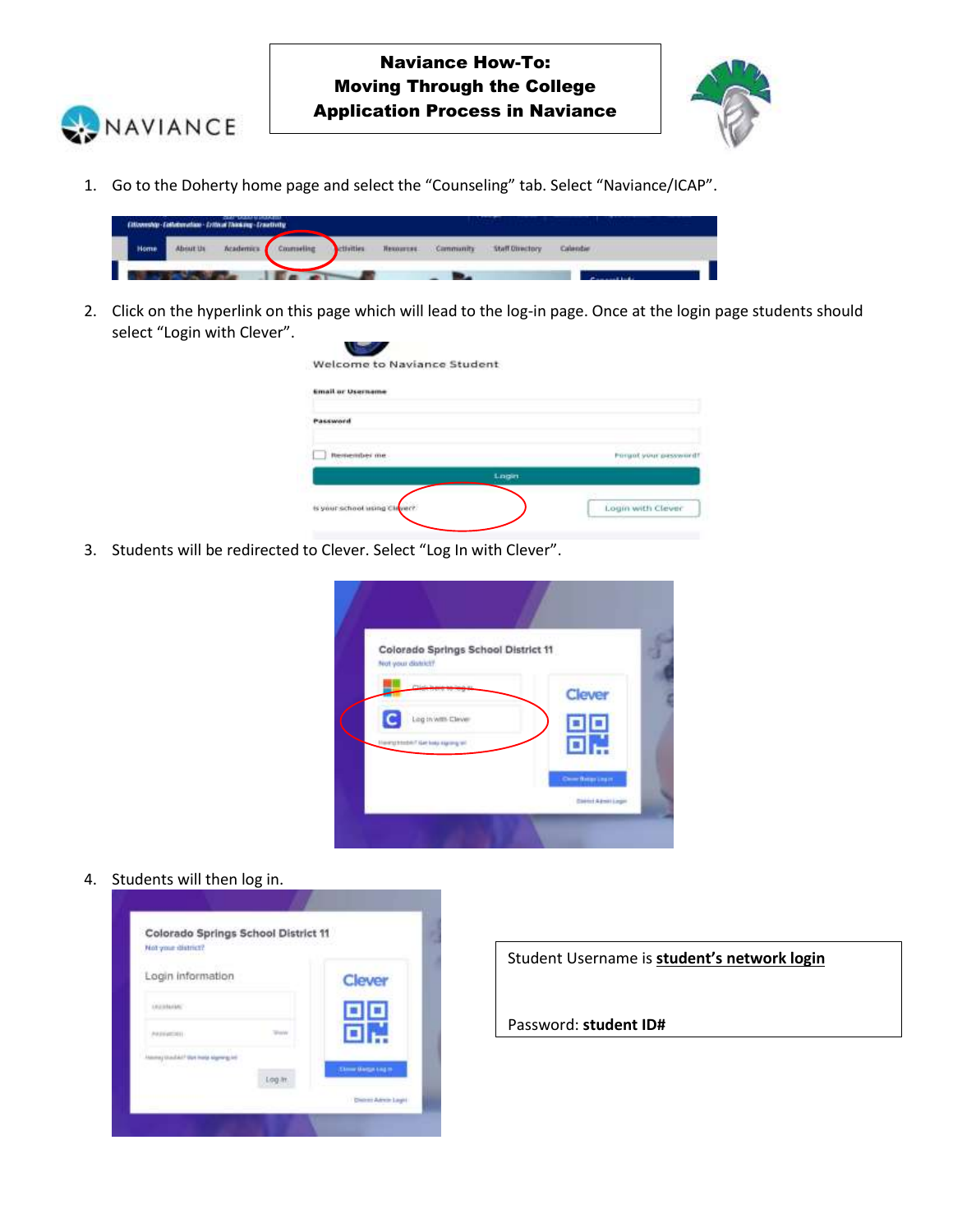# Naviance How-To: Moving Through the College Application Process in Naviance

1. Go to the Doherty home page and select the "Counseling" tab. Select "Naviance/ICAP".

2. Click on the hyperlink on this page which will lead to the log-in page. Once at the login page students should select "Login with Clever".

3. Students will be redirected to Clever. Select "Log In with Clever".

4. Students will then log in.

Student Username is **student's network login**

Password: **student ID#**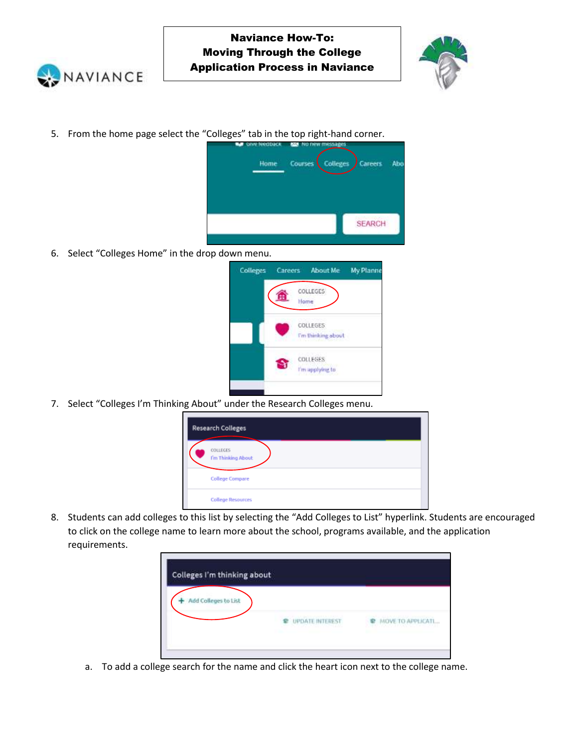**Naviance How-To:**
**Moving Through the College Application Process in Naviance**

5. From the home page select the "Colleges" tab in the top right-hand corner.

6. Select "Colleges Home" in the drop down menu.

7. Select "Colleges I'm Thinking About" under the Research Colleges menu.

8. Students can add colleges to this list by selecting the "Add Colleges to List" hyperlink. Students are encouraged to click on the college name to learn more about the school, programs available, and the application requirements.

   a. To add a college search for the name and click the heart icon next to the college name.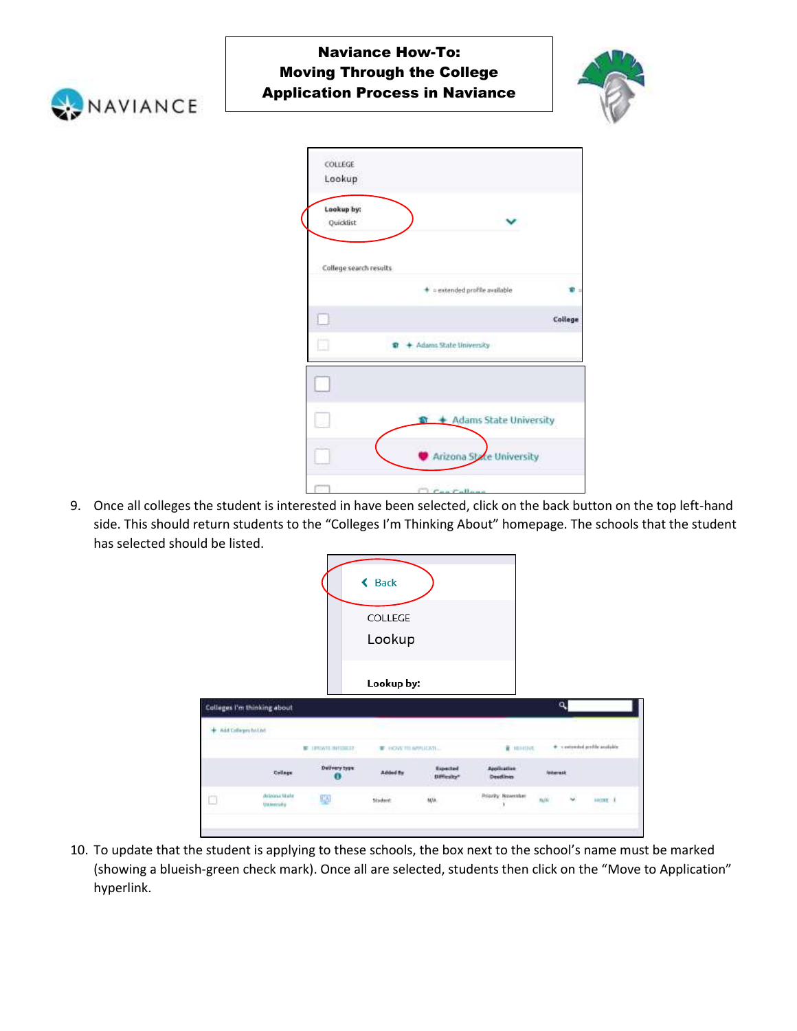**Naviance How-To: Moving Through the College Application Process in Naviance**

9. Once all colleges the student is interested in have been selected, click on the back button on the top left-hand side. This should return students to the “Colleges I’m Thinking About” homepage. The schools that the student has selected should be listed.

10. To update that the student is applying to these schools, the box next to the school’s name must be marked (showing a blueish-green check mark). Once all are selected, students then click on the “Move to Application” hyperlink.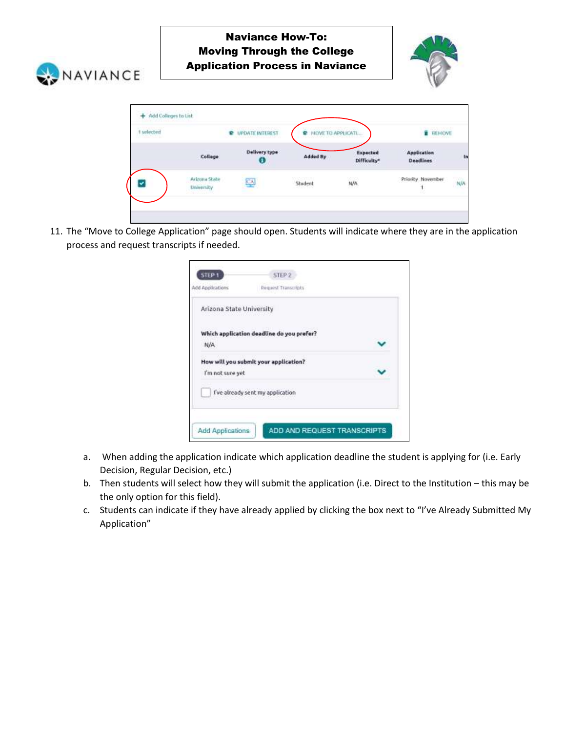# Naviance How-To: Moving Through the College Application Process in Naviance

11. The "Move to College Application" page should open. Students will indicate where they are in the application process and request transcripts if needed.

    a. When adding the application indicate which application deadline the student is applying for (i.e. Early Decision, Regular Decision, etc.)

    b. Then students will select how they will submit the application (i.e. Direct to the Institution – this may be the only option for this field).

    c. Students can indicate if they have already applied by clicking the box next to "I've Already Submitted My Application"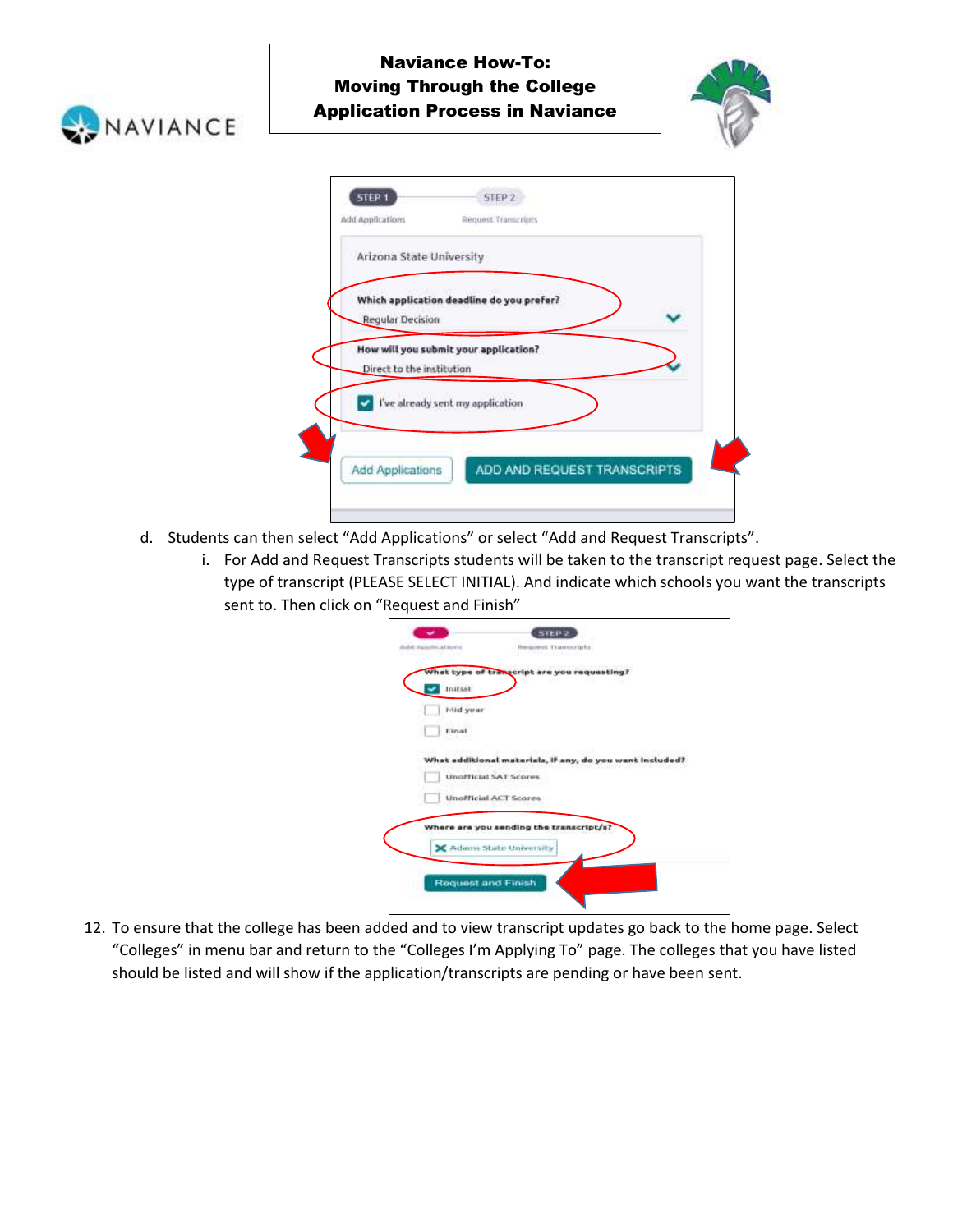**Naviance How-To:**
**Moving Through the College Application Process in Naviance**

d. Students can then select "Add Applications" or select "Add and Request Transcripts".
   i. For Add and Request Transcripts students will be taken to the transcript request page. Select the type of transcript (PLEASE SELECT INITIAL). And indicate which schools you want the transcripts sent to. Then click on "Request and Finish"

12. To ensure that the college has been added and to view transcript updates go back to the home page. Select "Colleges" in menu bar and return to the "Colleges I'm Applying To" page. The colleges that you have listed should be listed and will show if the application/transcripts are pending or have been sent.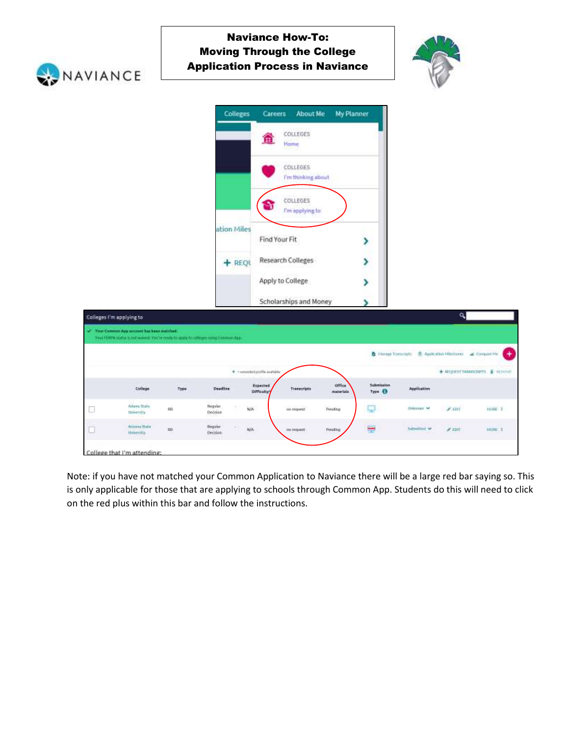# Naviance How-To: Moving Through the College Application Process in Naviance

Note: if you have not matched your Common Application to Naviance there will be a large red bar saying so. This is only applicable for those that are applying to schools through Common App. Students do this will need to click on the red plus within this bar and follow the instructions.